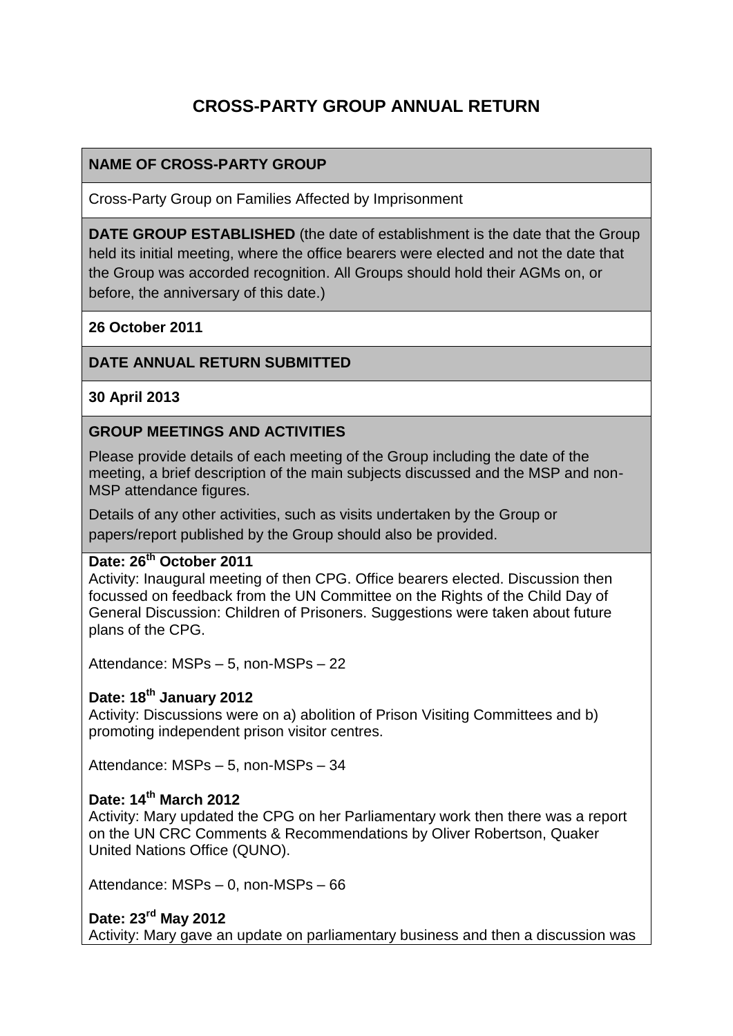# CROSS-PARTY GROUP ANNUAL RETURN

**NAME OF CROSS-PARTY GROUP**

Cross-Party Group on Families Affected by Imprisonment

**DATE GROUP ESTABLISHED** (the date of establishment is the date that the Group held its initial meeting, where the office bearers were elected and not the date that the Group was accorded recognition. All Groups should hold their AGMs on, or before, the anniversary of this date.)

**26 October 2011**

**DATE ANNUAL RETURN SUBMITTED**

**30 April 2013**

**GROUP MEETINGS AND ACTIVITIES**

Please provide details of each meeting of the Group including the date of the meeting, a brief description of the main subjects discussed and the MSP and non-MSP attendance figures.

Details of any other activities, such as visits undertaken by the Group or papers/report published by the Group should also be provided.

**Date: 26th October 2011**
Activity: Inaugural meeting of then CPG. Office bearers elected. Discussion then focussed on feedback from the UN Committee on the Rights of the Child Day of General Discussion: Children of Prisoners. Suggestions were taken about future plans of the CPG.

Attendance: MSPs – 5, non-MSPs – 22

**Date: 18th January 2012**
Activity: Discussions were on a) abolition of Prison Visiting Committees and b) promoting independent prison visitor centres.

Attendance: MSPs – 5, non-MSPs – 34

**Date: 14th March 2012**
Activity: Mary updated the CPG on her Parliamentary work then there was a report on the UN CRC Comments & Recommendations by Oliver Robertson, Quaker United Nations Office (QUNO).

Attendance: MSPs – 0, non-MSPs – 66

**Date: 23rd May 2012**
Activity: Mary gave an update on parliamentary business and then a discussion was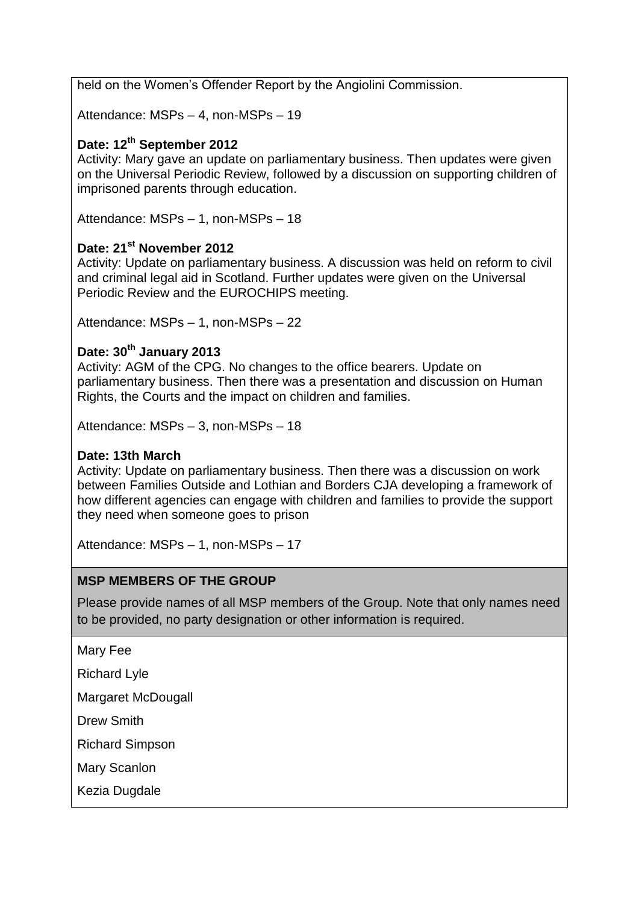held on the Women's Offender Report by the Angiolini Commission.

Attendance: MSPs – 4, non-MSPs – 19

**Date: 12th September 2012**
Activity: Mary gave an update on parliamentary business. Then updates were given on the Universal Periodic Review, followed by a discussion on supporting children of imprisoned parents through education.

Attendance: MSPs – 1, non-MSPs – 18

**Date: 21st November 2012**
Activity: Update on parliamentary business. A discussion was held on reform to civil and criminal legal aid in Scotland. Further updates were given on the Universal Periodic Review and the EUROCHIPS meeting.

Attendance: MSPs – 1, non-MSPs – 22

**Date: 30th January 2013**
Activity: AGM of the CPG. No changes to the office bearers. Update on parliamentary business. Then there was a presentation and discussion on Human Rights, the Courts and the impact on children and families.

Attendance: MSPs – 3, non-MSPs – 18

**Date: 13th March**
Activity: Update on parliamentary business. Then there was a discussion on work between Families Outside and Lothian and Borders CJA developing a framework of how different agencies can engage with children and families to provide the support they need when someone goes to prison

Attendance: MSPs – 1, non-MSPs – 17

**MSP MEMBERS OF THE GROUP**

Please provide names of all MSP members of the Group. Note that only names need to be provided, no party designation or other information is required.

Mary Fee

Richard Lyle

Margaret McDougall

Drew Smith

Richard Simpson

Mary Scanlon

Kezia Dugdale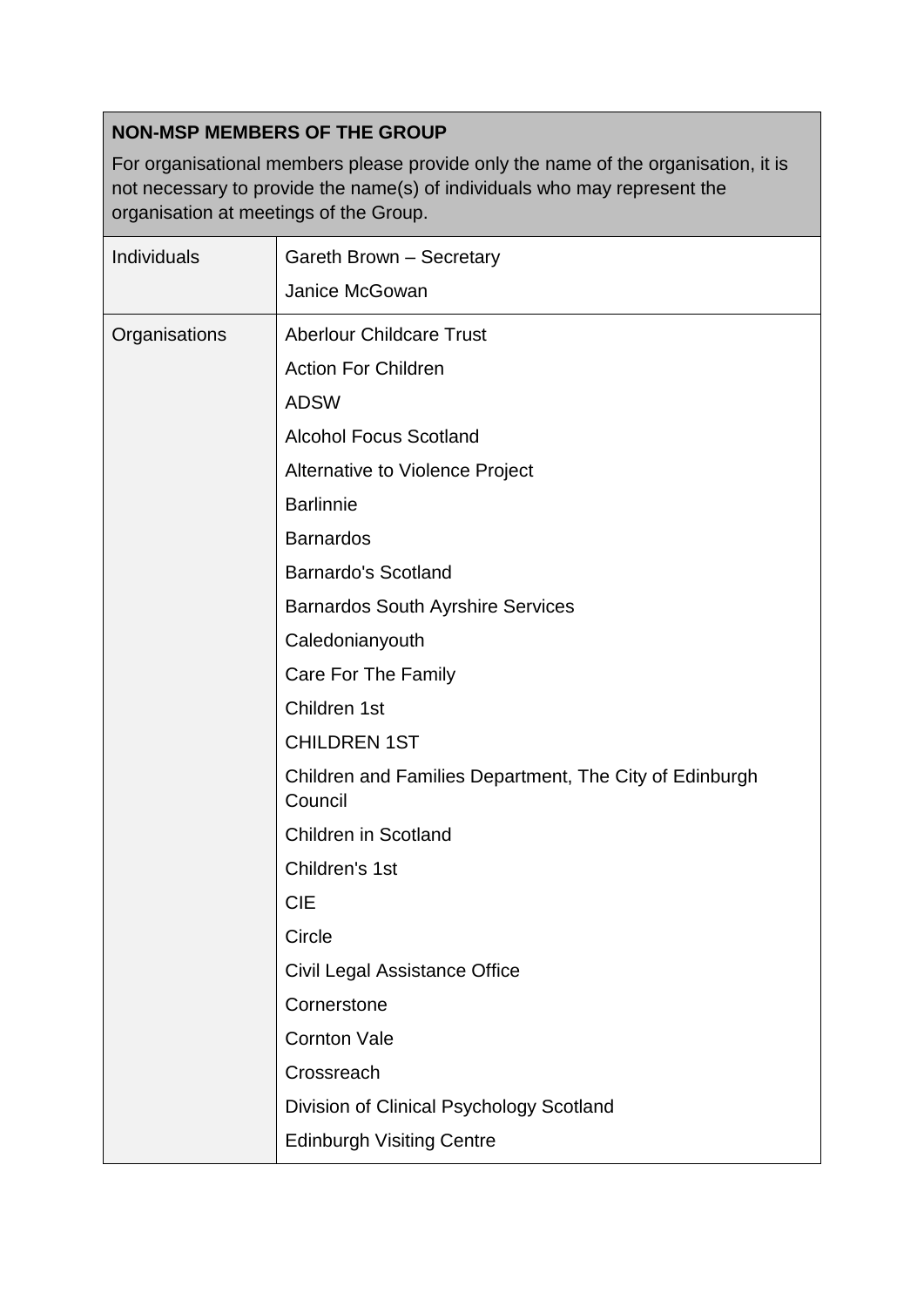| **NON-MSP MEMBERS OF THE GROUP**<br>For organisational members please provide only the name of the organisation, it is not necessary to provide the name(s) of individuals who may represent the organisation at meetings of the Group. | |
|---|---|
| Individuals | Gareth Brown – Secretary<br>Janice McGowan |
| Organisations | Aberlour Childcare Trust<br>Action For Children<br>ADSW<br>Alcohol Focus Scotland<br>Alternative to Violence Project<br>Barlinnie<br>Barnardos<br>Barnardo's Scotland<br>Barnardos South Ayrshire Services<br>Caledonianyouth<br>Care For The Family<br>Children 1st<br>CHILDREN 1ST<br>Children and Families Department, The City of Edinburgh Council<br>Children in Scotland<br>Children's 1st<br>CIE<br>Circle<br>Civil Legal Assistance Office<br>Cornerstone<br>Cornton Vale<br>Crossreach<br>Division of Clinical Psychology Scotland<br>Edinburgh Visiting Centre |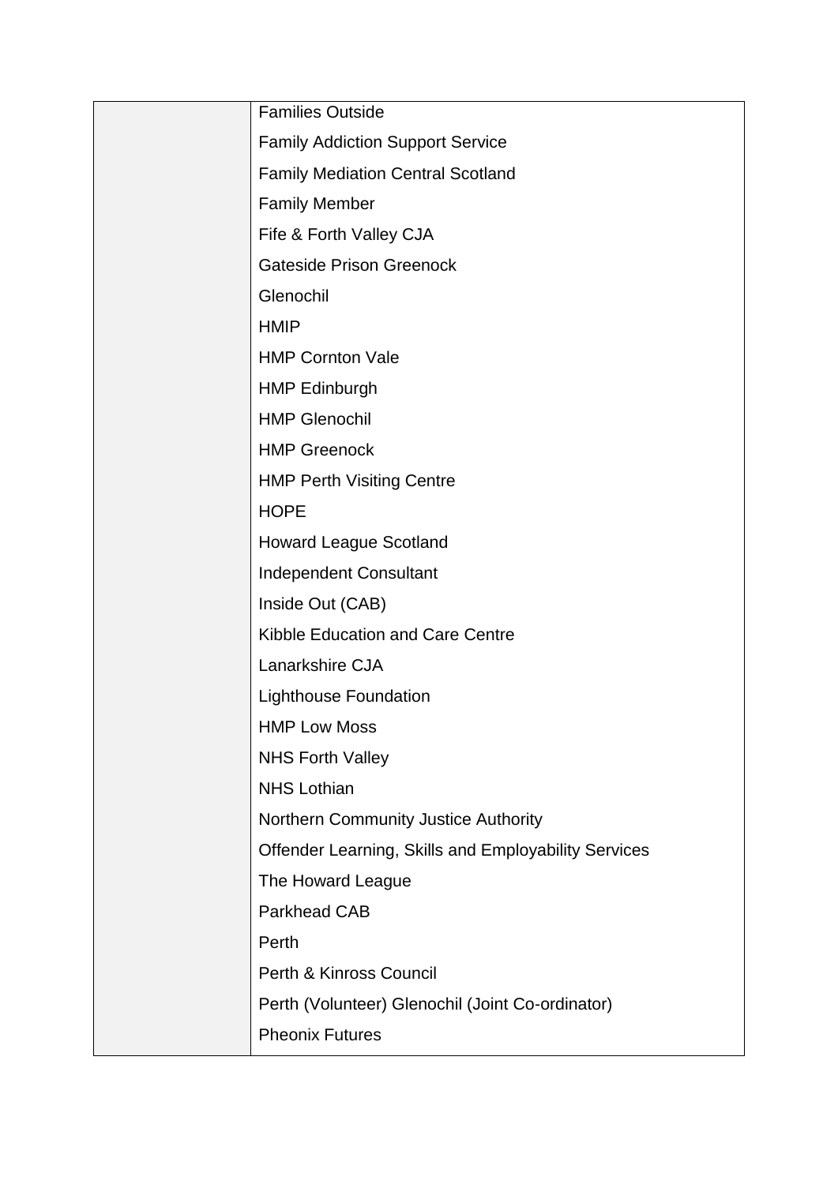|  |  |
|---|---|
|  | Families Outside<br>Family Addiction Support Service<br>Family Mediation Central Scotland<br>Family Member<br>Fife & Forth Valley CJA<br>Gateside Prison Greenock<br>Glenochil<br>HMIP<br>HMP Cornton Vale<br>HMP Edinburgh<br>HMP Glenochil<br>HMP Greenock<br>HMP Perth Visiting Centre<br>HOPE<br>Howard League Scotland<br>Independent Consultant<br>Inside Out (CAB)<br>Kibble Education and Care Centre<br>Lanarkshire CJA<br>Lighthouse Foundation<br>HMP Low Moss<br>NHS Forth Valley<br>NHS Lothian<br>Northern Community Justice Authority<br>Offender Learning, Skills and Employability Services<br>The Howard League<br>Parkhead CAB<br>Perth<br>Perth & Kinross Council<br>Perth (Volunteer) Glenochil (Joint Co-ordinator)<br>Pheonix Futures |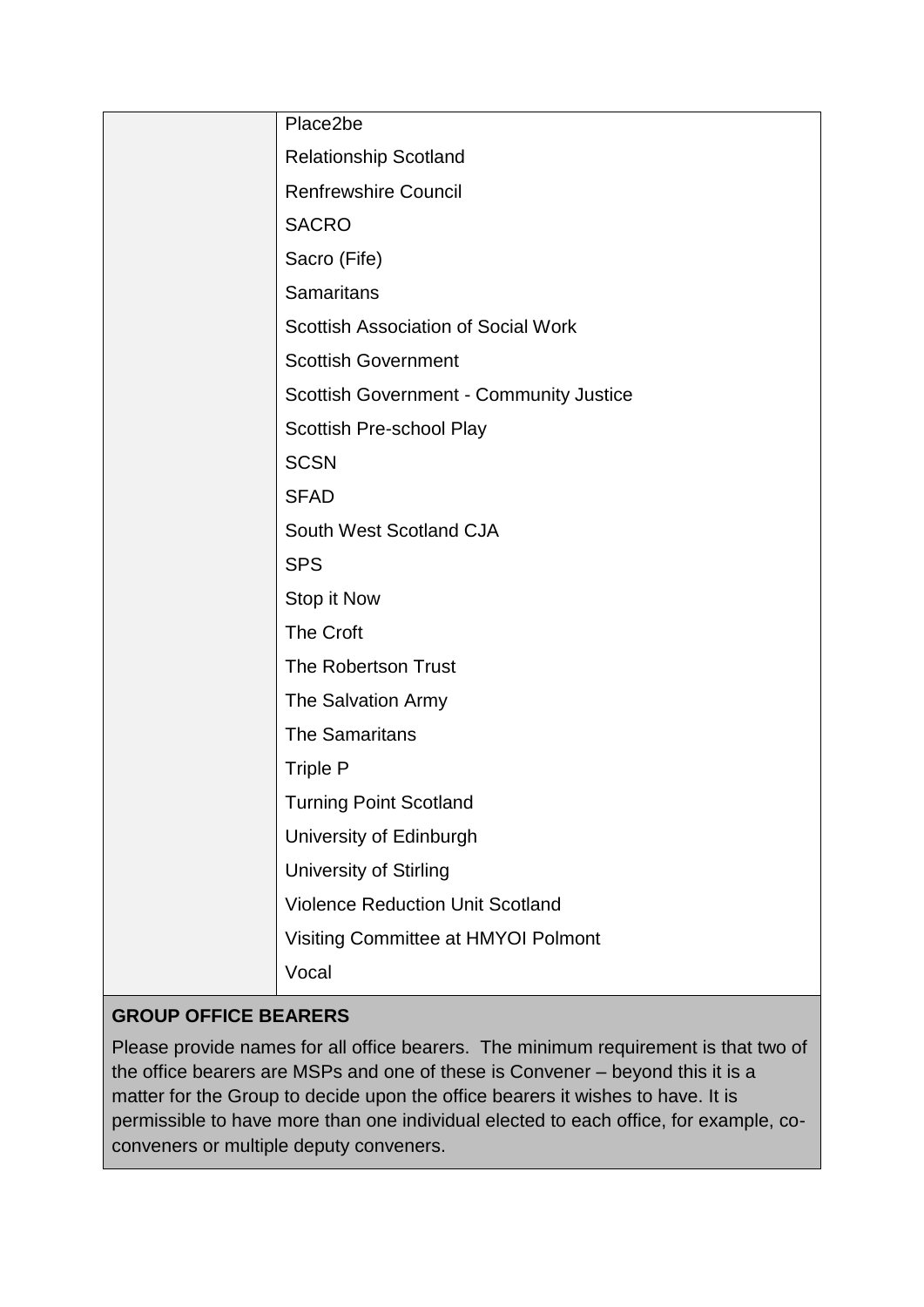| | |
|---|---|
| | Place2be |
| | Relationship Scotland |
| | Renfrewshire Council |
| | SACRO |
| | Sacro (Fife) |
| | Samaritans |
| | Scottish Association of Social Work |
| | Scottish Government |
| | Scottish Government - Community Justice |
| | Scottish Pre-school Play |
| | SCSN |
| | SFAD |
| | South West Scotland CJA |
| | SPS |
| | Stop it Now |
| | The Croft |
| | The Robertson Trust |
| | The Salvation Army |
| | The Samaritans |
| | Triple P |
| | Turning Point Scotland |
| | University of Edinburgh |
| | University of Stirling |
| | Violence Reduction Unit Scotland |
| | Visiting Committee at HMYOI Polmont |
| | Vocal |

**GROUP OFFICE BEARERS**

Please provide names for all office bearers. The minimum requirement is that two of the office bearers are MSPs and one of these is Convener – beyond this it is a matter for the Group to decide upon the office bearers it wishes to have. It is permissible to have more than one individual elected to each office, for example, co-conveners or multiple deputy conveners.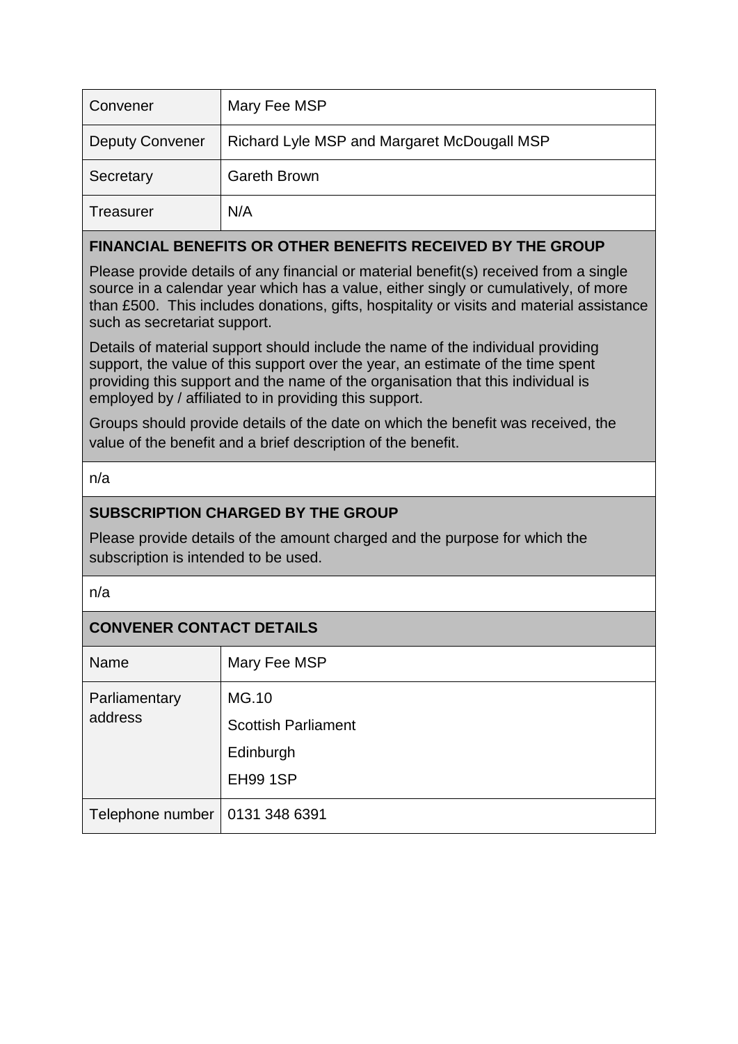| | |
|---|---|
| Convener | Mary Fee MSP |
| Deputy Convener | Richard Lyle MSP and Margaret McDougall MSP |
| Secretary | Gareth Brown |
| Treasurer | N/A |

**FINANCIAL BENEFITS OR OTHER BENEFITS RECEIVED BY THE GROUP**

Please provide details of any financial or material benefit(s) received from a single source in a calendar year which has a value, either singly or cumulatively, of more than £500. This includes donations, gifts, hospitality or visits and material assistance such as secretariat support.

Details of material support should include the name of the individual providing support, the value of this support over the year, an estimate of the time spent providing this support and the name of the organisation that this individual is employed by / affiliated to in providing this support.

Groups should provide details of the date on which the benefit was received, the value of the benefit and a brief description of the benefit.

n/a

**SUBSCRIPTION CHARGED BY THE GROUP**

Please provide details of the amount charged and the purpose for which the subscription is intended to be used.

n/a

**CONVENER CONTACT DETAILS**

| | |
|---|---|
| Name | Mary Fee MSP |
| Parliamentary address | MG.10<br>Scottish Parliament<br>Edinburgh<br>EH99 1SP |
| Telephone number | 0131 348 6391 |